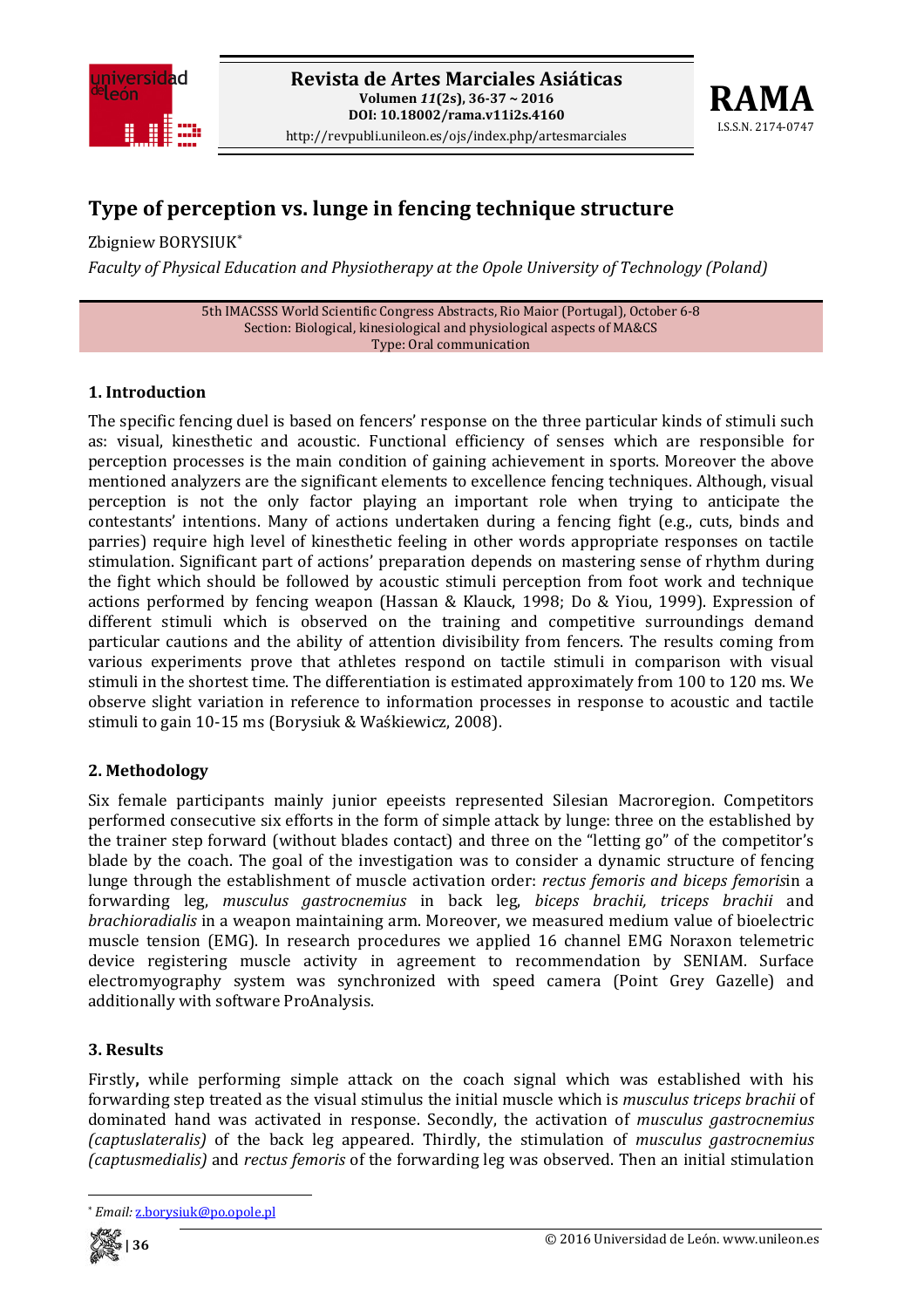Revista de Artes Marciales Asiáticas
Volumen *11*(2s), 36-37 ~ 2016
DOI: 10.18002/rama.v11i2s.4160
http://revpubli.unileon.es/ojs/index.php/artesmarciales

RAMA
I.S.S.N. 2174-0747

# Type of perception vs. lunge in fencing technique structure

Zbigniew BORYSIUK*

*Faculty of Physical Education and Physiotherapy at the Opole University of Technology (Poland)*

5th IMACSSS World Scientific Congress Abstracts, Rio Maior (Portugal), October 6-8
Section: Biological, kinesiological and physiological aspects of MA&CS
Type: Oral communication

## 1. Introduction

The specific fencing duel is based on fencers' response on the three particular kinds of stimuli such as: visual, kinesthetic and acoustic. Functional efficiency of senses which are responsible for perception processes is the main condition of gaining achievement in sports. Moreover the above mentioned analyzers are the significant elements to excellence fencing techniques. Although, visual perception is not the only factor playing an important role when trying to anticipate the contestants' intentions. Many of actions undertaken during a fencing fight (e.g., cuts, binds and parries) require high level of kinesthetic feeling in other words appropriate responses on tactile stimulation. Significant part of actions' preparation depends on mastering sense of rhythm during the fight which should be followed by acoustic stimuli perception from foot work and technique actions performed by fencing weapon (Hassan & Klauck, 1998; Do & Yiou, 1999). Expression of different stimuli which is observed on the training and competitive surroundings demand particular cautions and the ability of attention divisibility from fencers. The results coming from various experiments prove that athletes respond on tactile stimuli in comparison with visual stimuli in the shortest time. The differentiation is estimated approximately from 100 to 120 ms. We observe slight variation in reference to information processes in response to acoustic and tactile stimuli to gain 10-15 ms (Borysiuk & Waśkiewicz, 2008).

## 2. Methodology

Six female participants mainly junior epeeists represented Silesian Macroregion. Competitors performed consecutive six efforts in the form of simple attack by lunge: three on the established by the trainer step forward (without blades contact) and three on the "letting go" of the competitor's blade by the coach. The goal of the investigation was to consider a dynamic structure of fencing lunge through the establishment of muscle activation order: *rectus femoris and biceps femoris*in a forwarding leg, *musculus gastrocnemius* in back leg, *biceps brachii, triceps brachii* and *brachioradialis* in a weapon maintaining arm. Moreover, we measured medium value of bioelectric muscle tension (EMG). In research procedures we applied 16 channel EMG Noraxon telemetric device registering muscle activity in agreement to recommendation by SENIAM. Surface electromyography system was synchronized with speed camera (Point Grey Gazelle) and additionally with software ProAnalysis.

## 3. Results

Firstly**,** while performing simple attack on the coach signal which was established with his forwarding step treated as the visual stimulus the initial muscle which is *musculus triceps brachii* of dominated hand was activated in response. Secondly, the activation of *musculus gastrocnemius (captuslateralis)* of the back leg appeared. Thirdly, the stimulation of *musculus gastrocnemius (captusmedialis)* and *rectus femoris* of the forwarding leg was observed. Then an initial stimulation

* *Email:* z.borysiuk@po.opole.pl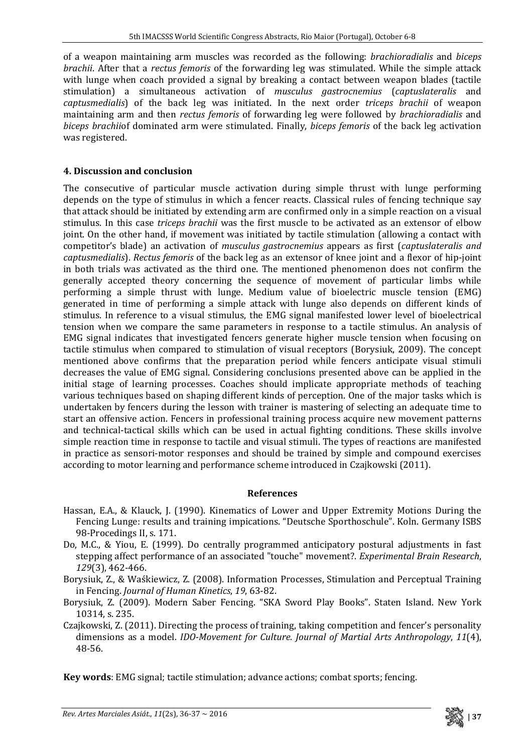of a weapon maintaining arm muscles was recorded as the following: *brachioradialis* and *biceps brachii*. After that a *rectus femoris* of the forwarding leg was stimulated. While the simple attack with lunge when coach provided a signal by breaking a contact between weapon blades (tactile stimulation) a simultaneous activation of *musculus gastrocnemius* (*captuslateralis* and *captusmedialis*) of the back leg was initiated. In the next order *triceps brachii* of weapon maintaining arm and then *rectus femoris* of forwarding leg were followed by *brachioradialis* and *biceps brachii*of dominated arm were stimulated. Finally, *biceps femoris* of the back leg activation was registered.

## 4. Discussion and conclusion

The consecutive of particular muscle activation during simple thrust with lunge performing depends on the type of stimulus in which a fencer reacts. Classical rules of fencing technique say that attack should be initiated by extending arm are confirmed only in a simple reaction on a visual stimulus. In this case *triceps brachii* was the first muscle to be activated as an extensor of elbow joint. On the other hand, if movement was initiated by tactile stimulation (allowing a contact with competitor's blade) an activation of *musculus gastrocnemius* appears as first (*captuslateralis and captusmedialis*). *Rectus femoris* of the back leg as an extensor of knee joint and a flexor of hip-joint in both trials was activated as the third one. The mentioned phenomenon does not confirm the generally accepted theory concerning the sequence of movement of particular limbs while performing a simple thrust with lunge. Medium value of bioelectric muscle tension (EMG) generated in time of performing a simple attack with lunge also depends on different kinds of stimulus. In reference to a visual stimulus, the EMG signal manifested lower level of bioelectrical tension when we compare the same parameters in response to a tactile stimulus. An analysis of EMG signal indicates that investigated fencers generate higher muscle tension when focusing on tactile stimulus when compared to stimulation of visual receptors (Borysiuk, 2009). The concept mentioned above confirms that the preparation period while fencers anticipate visual stimuli decreases the value of EMG signal. Considering conclusions presented above can be applied in the initial stage of learning processes. Coaches should implicate appropriate methods of teaching various techniques based on shaping different kinds of perception. One of the major tasks which is undertaken by fencers during the lesson with trainer is mastering of selecting an adequate time to start an offensive action. Fencers in professional training process acquire new movement patterns and technical-tactical skills which can be used in actual fighting conditions. These skills involve simple reaction time in response to tactile and visual stimuli. The types of reactions are manifested in practice as sensori-motor responses and should be trained by simple and compound exercises according to motor learning and performance scheme introduced in Czajkowski (2011).

## References

Hassan, E.A., & Klauck, J. (1990). Kinematics of Lower and Upper Extremity Motions During the Fencing Lunge: results and training impications. "Deutsche Sporthoschule". Koln. Germany ISBS 98-Procedings II, s. 171.

Do, M.C., & Yiou, E. (1999). Do centrally programmed anticipatory postural adjustments in fast stepping affect performance of an associated "touche" movement?. *Experimental Brain Research*, *129*(3), 462-466.

Borysiuk, Z., & Waśkiewicz, Z. (2008). Information Processes, Stimulation and Perceptual Training in Fencing. *Journal of Human Kinetics*, *19*, 63-82.

Borysiuk, Z. (2009). Modern Saber Fencing. "SKA Sword Play Books". Staten Island. New York 10314, s. 235.

Czajkowski, Z. (2011). Directing the process of training, taking competition and fencer's personality dimensions as a model. *IDO-Movement for Culture. Journal of Martial Arts Anthropology*, *11*(4), 48-56.

**Key words**: EMG signal; tactile stimulation; advance actions; combat sports; fencing.